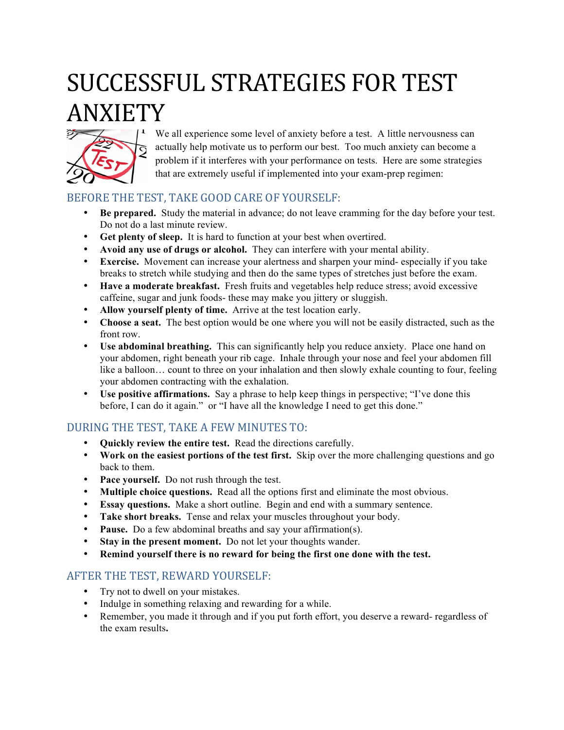# SUCCESSFUL STRATEGIES FOR TEST ANXIETY

We all experience some level of anxiety before a test. A little nervousness can actually help motivate us to perform our best. Too much anxiety can become a problem if it interferes with your performance on tests. Here are some strategies that are extremely useful if implemented into your exam-prep regimen:

## BEFORE THE TEST, TAKE GOOD CARE OF YOURSELF:

- **Be prepared.** Study the material in advance; do not leave cramming for the day before your test. Do not do a last minute review.
- **Get plenty of sleep.** It is hard to function at your best when overtired.
- **Avoid any use of drugs or alcohol.** They can interfere with your mental ability.
- **Exercise.** Movement can increase your alertness and sharpen your mind- especially if you take breaks to stretch while studying and then do the same types of stretches just before the exam.
- **Have a moderate breakfast.** Fresh fruits and vegetables help reduce stress; avoid excessive caffeine, sugar and junk foods- these may make you jittery or sluggish.
- **Allow yourself plenty of time.** Arrive at the test location early.
- **Choose a seat.** The best option would be one where you will not be easily distracted, such as the front row.
- **Use abdominal breathing.** This can significantly help you reduce anxiety. Place one hand on your abdomen, right beneath your rib cage. Inhale through your nose and feel your abdomen fill like a balloon… count to three on your inhalation and then slowly exhale counting to four, feeling your abdomen contracting with the exhalation.
- **Use positive affirmations.** Say a phrase to help keep things in perspective; "I've done this before, I can do it again." or "I have all the knowledge I need to get this done."

## DURING THE TEST, TAKE A FEW MINUTES TO:

- **Quickly review the entire test.** Read the directions carefully.
- **Work on the easiest portions of the test first.** Skip over the more challenging questions and go back to them.
- **Pace yourself.** Do not rush through the test.
- **Multiple choice questions.** Read all the options first and eliminate the most obvious.
- **Essay questions.** Make a short outline. Begin and end with a summary sentence.
- **Take short breaks.** Tense and relax your muscles throughout your body.
- **Pause.** Do a few abdominal breaths and say your affirmation(s).
- **Stay in the present moment.** Do not let your thoughts wander.
- **Remind yourself there is no reward for being the first one done with the test.**

## AFTER THE TEST, REWARD YOURSELF:

- Try not to dwell on your mistakes.
- Indulge in something relaxing and rewarding for a while.
- Remember, you made it through and if you put forth effort, you deserve a reward- regardless of the exam results.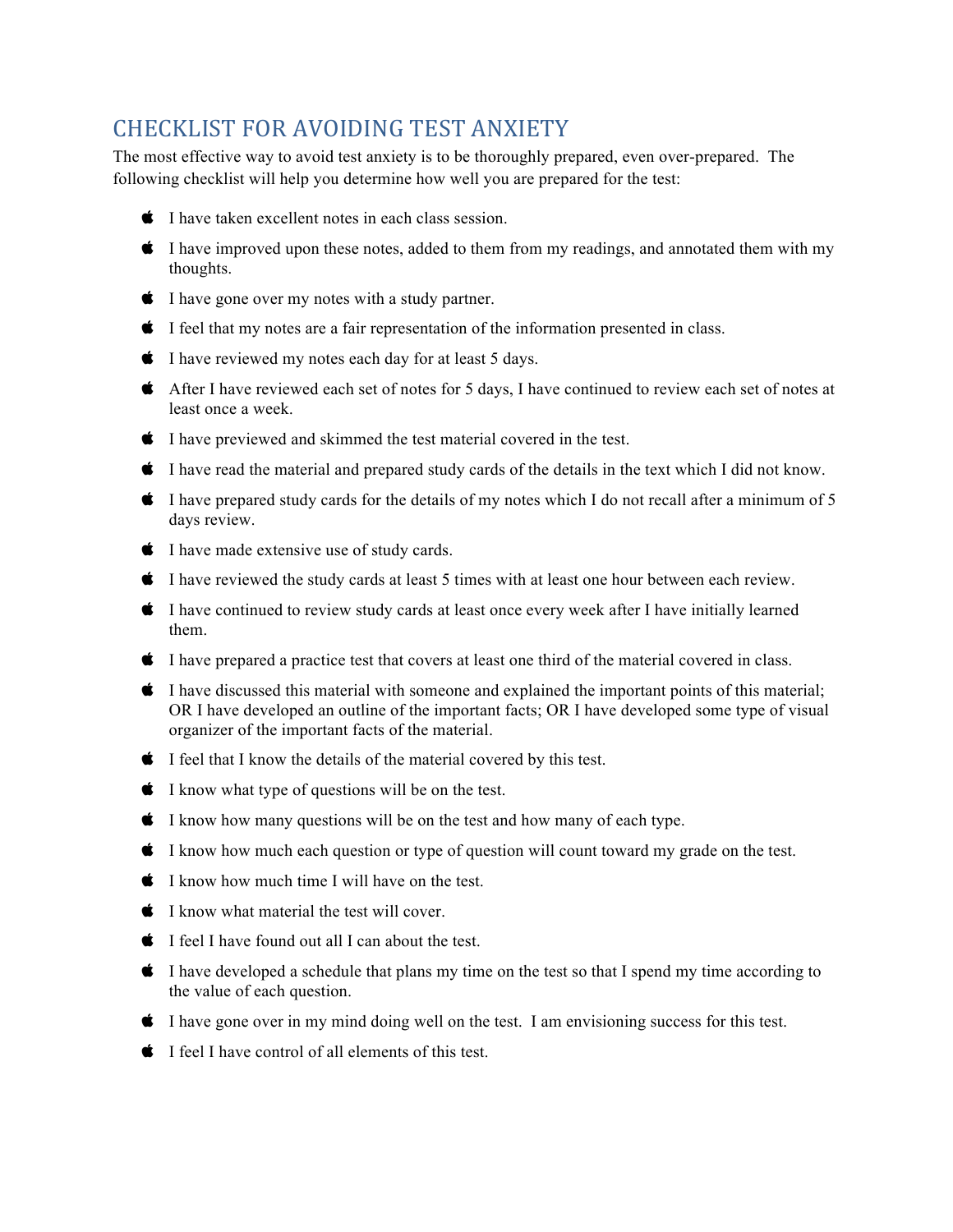## CHECKLIST FOR AVOIDING TEST ANXIETY

The most effective way to avoid test anxiety is to be thoroughly prepared, even over-prepared. The following checklist will help you determine how well you are prepared for the test:

- I have taken excellent notes in each class session.
- I have improved upon these notes, added to them from my readings, and annotated them with my thoughts.
- I have gone over my notes with a study partner.
- I feel that my notes are a fair representation of the information presented in class.
- I have reviewed my notes each day for at least 5 days.
- After I have reviewed each set of notes for 5 days, I have continued to review each set of notes at least once a week.
- I have previewed and skimmed the test material covered in the test.
- I have read the material and prepared study cards of the details in the text which I did not know.
- I have prepared study cards for the details of my notes which I do not recall after a minimum of 5 days review.
- I have made extensive use of study cards.
- I have reviewed the study cards at least 5 times with at least one hour between each review.
- I have continued to review study cards at least once every week after I have initially learned them.
- I have prepared a practice test that covers at least one third of the material covered in class.
- I have discussed this material with someone and explained the important points of this material; OR I have developed an outline of the important facts; OR I have developed some type of visual organizer of the important facts of the material.
- I feel that I know the details of the material covered by this test.
- I know what type of questions will be on the test.
- I know how many questions will be on the test and how many of each type.
- I know how much each question or type of question will count toward my grade on the test.
- I know how much time I will have on the test.
- I know what material the test will cover.
- I feel I have found out all I can about the test.
- I have developed a schedule that plans my time on the test so that I spend my time according to the value of each question.
- I have gone over in my mind doing well on the test. I am envisioning success for this test.
- I feel I have control of all elements of this test.